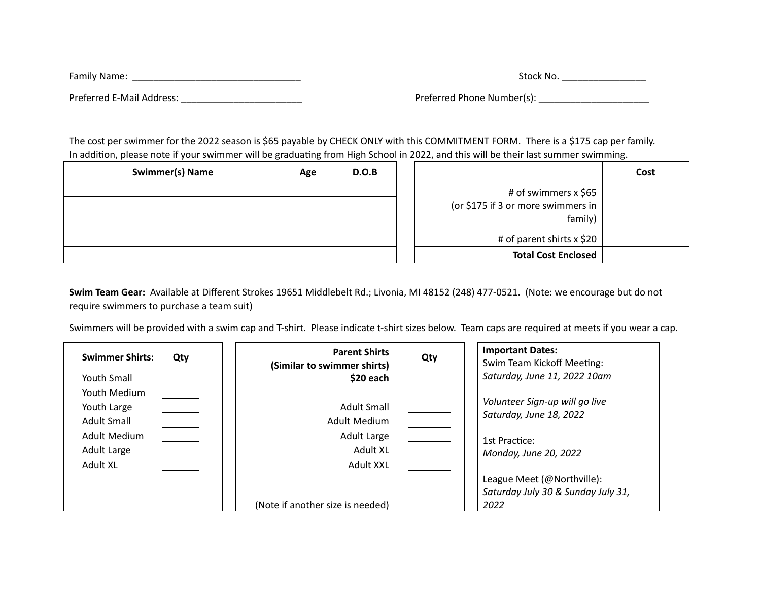Family Name: ________________________________ Stock No. ________________

Preferred E-Mail Address: _______________________ Preferred Phone Number(s): _____________________

The cost per swimmer for the 2022 season is $65 payable by CHECK ONLY with this COMMITMENT FORM. There is a $175 cap per family. In addition, please note if your swimmer will be graduating from High School in 2022, and this will be their last summer swimming.

| Swimmer(s) Name | Age | D.O.B |
|---|---|---|
| | | |
| | | |
| | | |
| | | |
| | | |

| | Cost |
|---|---|
| # of swimmers x $65 (or $175 if 3 or more swimmers in family) | |
| # of parent shirts x $20 | |
| **Total Cost Enclosed** | |

**Swim Team Gear:** Available at Different Strokes 19651 Middlebelt Rd.; Livonia, MI 48152 (248) 477-0521. (Note: we encourage but do not require swimmers to purchase a team suit)

Swimmers will be provided with a swim cap and T-shirt. Please indicate t-shirt sizes below. Team caps are required at meets if you wear a cap.

| **Swimmer Shirts:** | **Qty** |
|---|---|
| Youth Small | _______ |
| Youth Medium | _______ |
| Youth Large | _______ |
| Adult Small | _______ |
| Adult Medium | _______ |
| Adult Large | _______ |
| Adult XL | _______ |

| **Parent Shirts (Similar to swimmer shirts) $20 each** | **Qty** |
|---|---|
| Adult Small | ________ |
| Adult Medium | ________ |
| Adult Large | ________ |
| Adult XL | ________ |
| Adult XXL | ________ |
| (Note if another size is needed) | |

**Important Dates:**

Swim Team Kickoff Meeting:
*Saturday, June 11, 2022 10am*

*Volunteer Sign-up will go live Saturday, June 18, 2022*

1st Practice:
*Monday, June 20, 2022*

League Meet (@Northville):
*Saturday July 30 & Sunday July 31, 2022*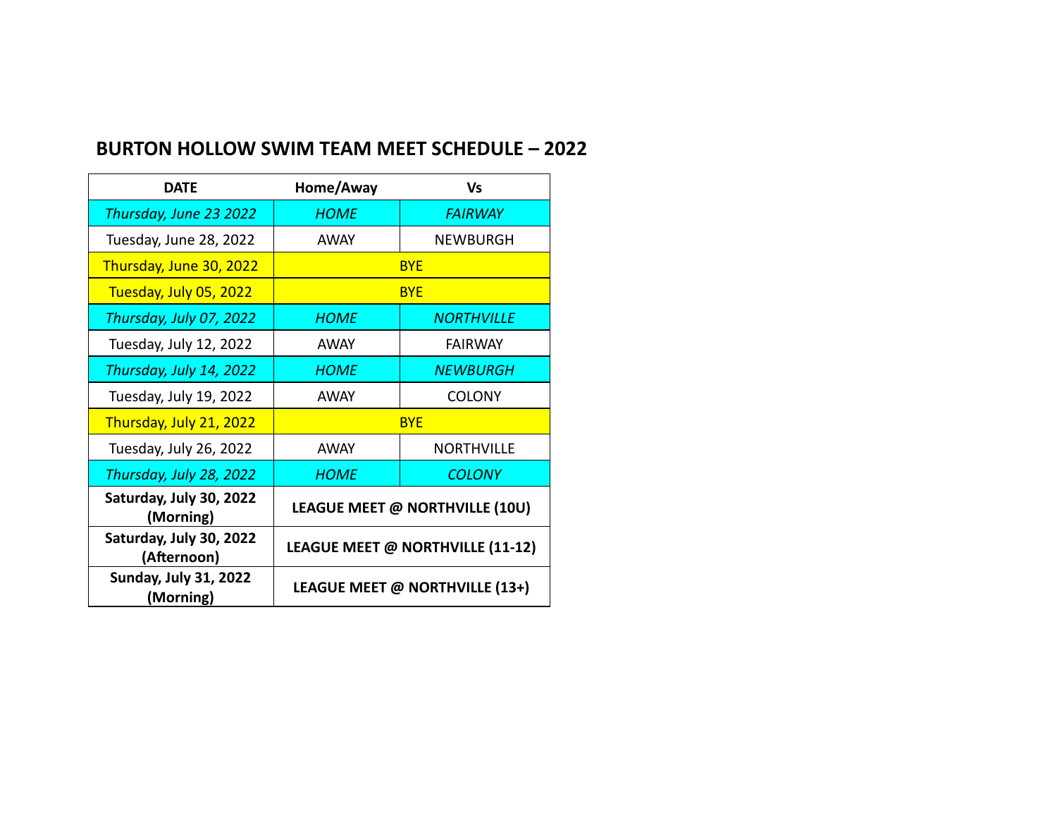## BURTON HOLLOW SWIM TEAM MEET SCHEDULE – 2022

| DATE | Home/Away | Vs |
|---|---|---|
| *Thursday, June 23 2022* | *HOME* | *FAIRWAY* |
| Tuesday, June 28, 2022 | AWAY | NEWBURGH |
| Thursday, June 30, 2022 | BYE | |
| Tuesday, July 05, 2022 | BYE | |
| *Thursday, July 07, 2022* | *HOME* | *NORTHVILLE* |
| Tuesday, July 12, 2022 | AWAY | FAIRWAY |
| *Thursday, July 14, 2022* | *HOME* | *NEWBURGH* |
| Tuesday, July 19, 2022 | AWAY | COLONY |
| Thursday, July 21, 2022 | BYE | |
| Tuesday, July 26, 2022 | AWAY | NORTHVILLE |
| *Thursday, July 28, 2022* | *HOME* | *COLONY* |
| **Saturday, July 30, 2022 (Morning)** | **LEAGUE MEET @ NORTHVILLE (10U)** | |
| **Saturday, July 30, 2022 (Afternoon)** | **LEAGUE MEET @ NORTHVILLE (11-12)** | |
| **Sunday, July 31, 2022 (Morning)** | **LEAGUE MEET @ NORTHVILLE (13+)** | |